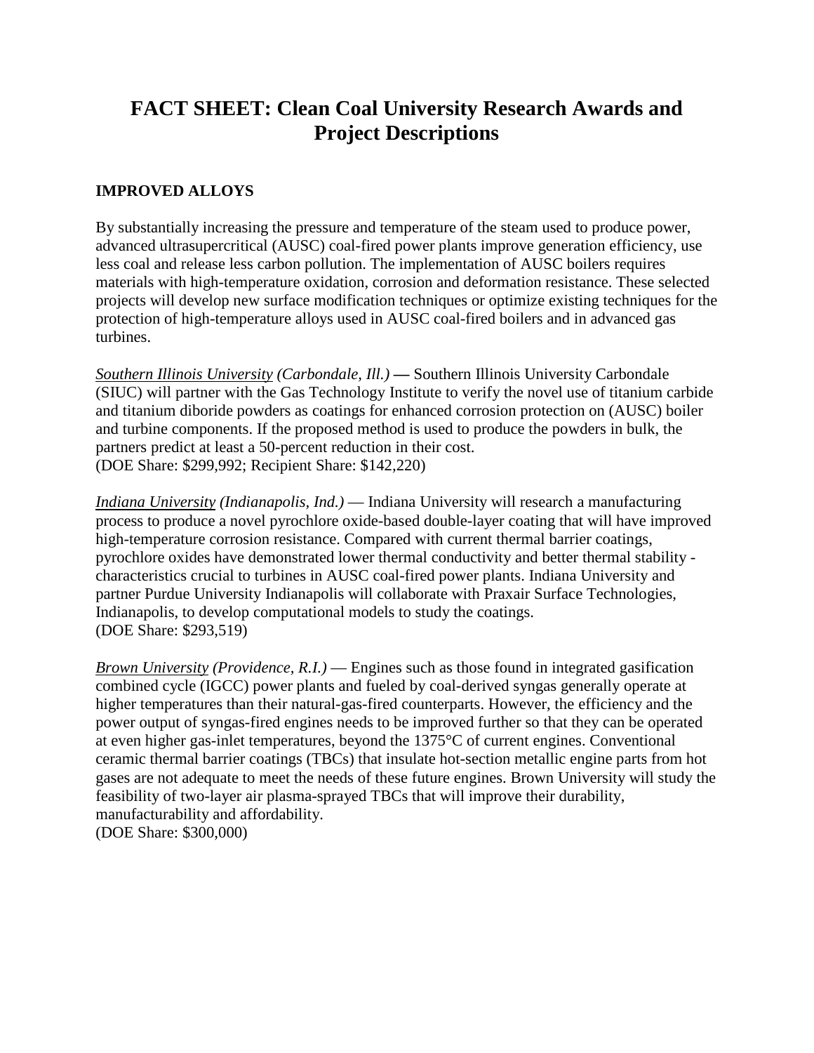# FACT SHEET: Clean Coal University Research Awards and Project Descriptions

## IMPROVED ALLOYS

By substantially increasing the pressure and temperature of the steam used to produce power, advanced ultrasupercritical (AUSC) coal-fired power plants improve generation efficiency, use less coal and release less carbon pollution. The implementation of AUSC boilers requires materials with high-temperature oxidation, corrosion and deformation resistance. These selected projects will develop new surface modification techniques or optimize existing techniques for the protection of high-temperature alloys used in AUSC coal-fired boilers and in advanced gas turbines.

*Southern Illinois University* *(Carbondale, Ill.)* **—** Southern Illinois University Carbondale (SIUC) will partner with the Gas Technology Institute to verify the novel use of titanium carbide and titanium diboride powders as coatings for enhanced corrosion protection on (AUSC) boiler and turbine components. If the proposed method is used to produce the powders in bulk, the partners predict at least a 50-percent reduction in their cost.
(DOE Share: $299,992; Recipient Share: $142,220)

*Indiana University* *(Indianapolis, Ind.)* — Indiana University will research a manufacturing process to produce a novel pyrochlore oxide-based double-layer coating that will have improved high-temperature corrosion resistance. Compared with current thermal barrier coatings, pyrochlore oxides have demonstrated lower thermal conductivity and better thermal stability - characteristics crucial to turbines in AUSC coal-fired power plants. Indiana University and partner Purdue University Indianapolis will collaborate with Praxair Surface Technologies, Indianapolis, to develop computational models to study the coatings.
(DOE Share: $293,519)

*Brown University* *(Providence, R.I.)* — Engines such as those found in integrated gasification combined cycle (IGCC) power plants and fueled by coal-derived syngas generally operate at higher temperatures than their natural-gas-fired counterparts. However, the efficiency and the power output of syngas-fired engines needs to be improved further so that they can be operated at even higher gas-inlet temperatures, beyond the 1375°C of current engines. Conventional ceramic thermal barrier coatings (TBCs) that insulate hot-section metallic engine parts from hot gases are not adequate to meet the needs of these future engines. Brown University will study the feasibility of two-layer air plasma-sprayed TBCs that will improve their durability, manufacturability and affordability.
(DOE Share: $300,000)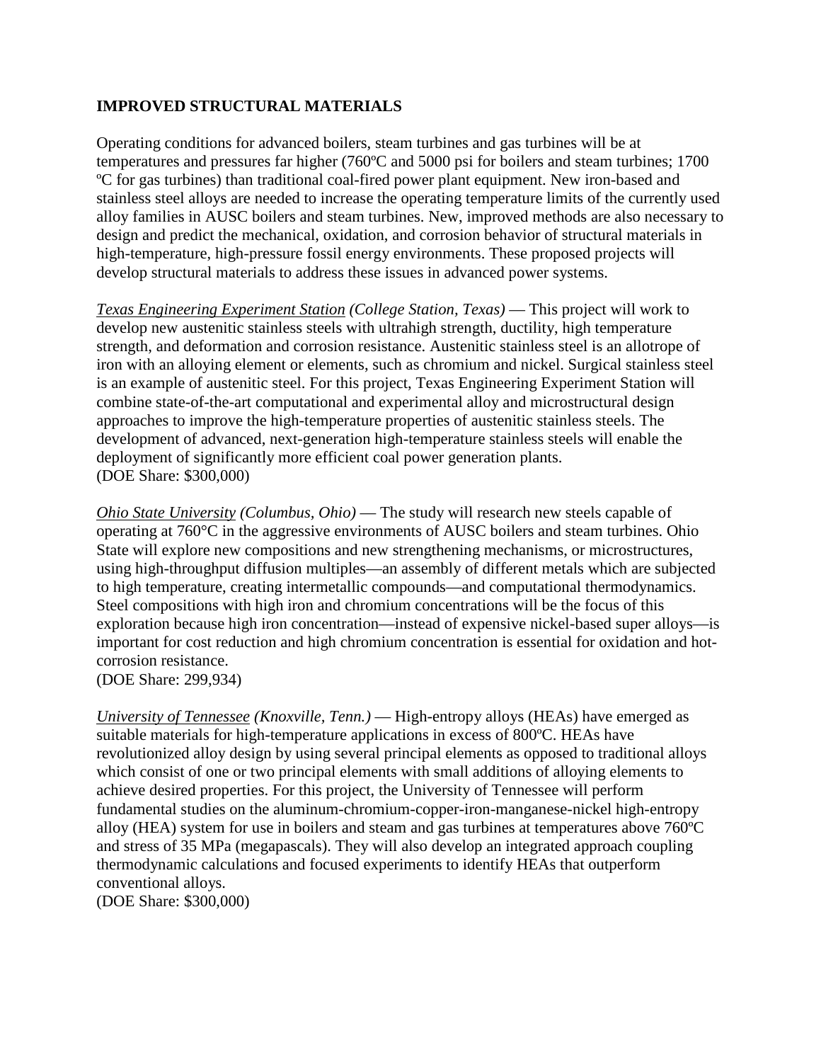## IMPROVED STRUCTURAL MATERIALS

Operating conditions for advanced boilers, steam turbines and gas turbines will be at temperatures and pressures far higher (760ºC and 5000 psi for boilers and steam turbines; 1700 ºC for gas turbines) than traditional coal-fired power plant equipment. New iron-based and stainless steel alloys are needed to increase the operating temperature limits of the currently used alloy families in AUSC boilers and steam turbines. New, improved methods are also necessary to design and predict the mechanical, oxidation, and corrosion behavior of structural materials in high-temperature, high-pressure fossil energy environments. These proposed projects will develop structural materials to address these issues in advanced power systems.

*Texas Engineering Experiment Station (College Station, Texas)* — This project will work to develop new austenitic stainless steels with ultrahigh strength, ductility, high temperature strength, and deformation and corrosion resistance. Austenitic stainless steel is an allotrope of iron with an alloying element or elements, such as chromium and nickel. Surgical stainless steel is an example of austenitic steel. For this project, Texas Engineering Experiment Station will combine state-of-the-art computational and experimental alloy and microstructural design approaches to improve the high-temperature properties of austenitic stainless steels. The development of advanced, next-generation high-temperature stainless steels will enable the deployment of significantly more efficient coal power generation plants.
(DOE Share: $300,000)

*Ohio State University (Columbus, Ohio)* — The study will research new steels capable of operating at 760°C in the aggressive environments of AUSC boilers and steam turbines. Ohio State will explore new compositions and new strengthening mechanisms, or microstructures, using high-throughput diffusion multiples—an assembly of different metals which are subjected to high temperature, creating intermetallic compounds—and computational thermodynamics. Steel compositions with high iron and chromium concentrations will be the focus of this exploration because high iron concentration—instead of expensive nickel-based super alloys—is important for cost reduction and high chromium concentration is essential for oxidation and hot-corrosion resistance.
(DOE Share: 299,934)

*University of Tennessee (Knoxville, Tenn.)* — High-entropy alloys (HEAs) have emerged as suitable materials for high-temperature applications in excess of 800ºC. HEAs have revolutionized alloy design by using several principal elements as opposed to traditional alloys which consist of one or two principal elements with small additions of alloying elements to achieve desired properties. For this project, the University of Tennessee will perform fundamental studies on the aluminum-chromium-copper-iron-manganese-nickel high-entropy alloy (HEA) system for use in boilers and steam and gas turbines at temperatures above 760ºC and stress of 35 MPa (megapascals). They will also develop an integrated approach coupling thermodynamic calculations and focused experiments to identify HEAs that outperform conventional alloys.
(DOE Share: $300,000)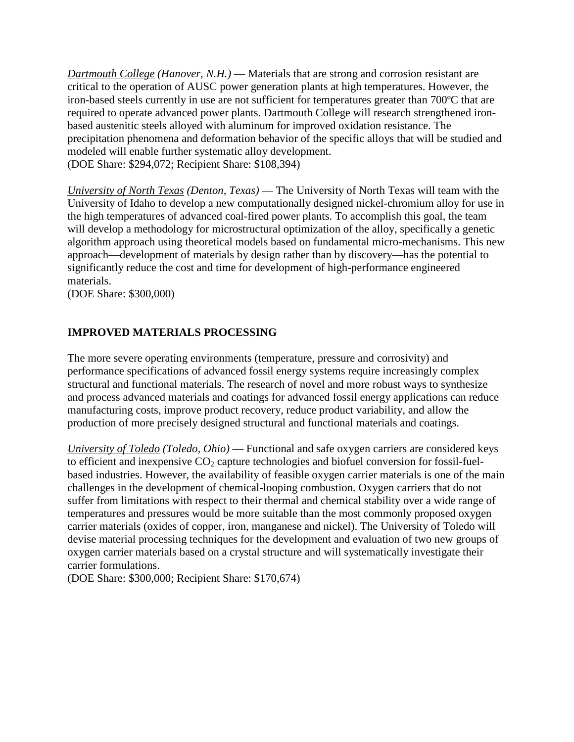*Dartmouth College (Hanover, N.H.)* — Materials that are strong and corrosion resistant are critical to the operation of AUSC power generation plants at high temperatures. However, the iron-based steels currently in use are not sufficient for temperatures greater than 700ºC that are required to operate advanced power plants. Dartmouth College will research strengthened iron-based austenitic steels alloyed with aluminum for improved oxidation resistance. The precipitation phenomena and deformation behavior of the specific alloys that will be studied and modeled will enable further systematic alloy development.
(DOE Share: $294,072; Recipient Share: $108,394)

*University of North Texas (Denton, Texas)* — The University of North Texas will team with the University of Idaho to develop a new computationally designed nickel-chromium alloy for use in the high temperatures of advanced coal-fired power plants. To accomplish this goal, the team will develop a methodology for microstructural optimization of the alloy, specifically a genetic algorithm approach using theoretical models based on fundamental micro-mechanisms. This new approach—development of materials by design rather than by discovery—has the potential to significantly reduce the cost and time for development of high-performance engineered materials.
(DOE Share: $300,000)

## IMPROVED MATERIALS PROCESSING

The more severe operating environments (temperature, pressure and corrosivity) and performance specifications of advanced fossil energy systems require increasingly complex structural and functional materials. The research of novel and more robust ways to synthesize and process advanced materials and coatings for advanced fossil energy applications can reduce manufacturing costs, improve product recovery, reduce product variability, and allow the production of more precisely designed structural and functional materials and coatings.

*University of Toledo (Toledo, Ohio)* — Functional and safe oxygen carriers are considered keys to efficient and inexpensive $CO_2$ capture technologies and biofuel conversion for fossil-fuel-based industries. However, the availability of feasible oxygen carrier materials is one of the main challenges in the development of chemical-looping combustion. Oxygen carriers that do not suffer from limitations with respect to their thermal and chemical stability over a wide range of temperatures and pressures would be more suitable than the most commonly proposed oxygen carrier materials (oxides of copper, iron, manganese and nickel). The University of Toledo will devise material processing techniques for the development and evaluation of two new groups of oxygen carrier materials based on a crystal structure and will systematically investigate their carrier formulations.
(DOE Share: $300,000; Recipient Share: $170,674)